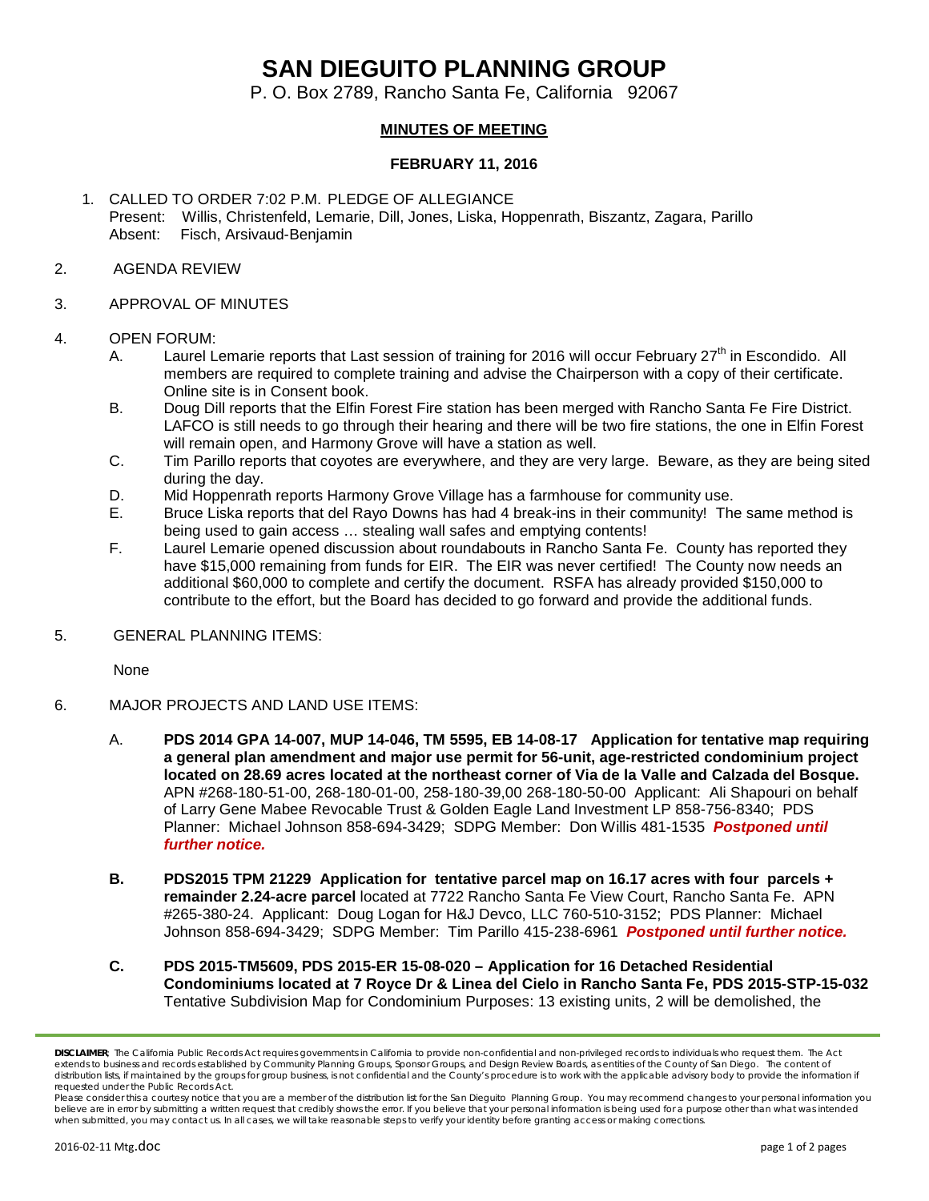# SAN DIEGUITO PLANNING GROUP

P. O. Box 2789, Rancho Santa Fe, California 92067

**MINUTES OF MEETING**

**FEBRUARY 11, 2016**

1. CALLED TO ORDER 7:02 P.M. PLEDGE OF ALLEGIANCE
   Present: Willis, Christenfeld, Lemarie, Dill, Jones, Liska, Hoppenrath, Biszantz, Zagara, Parillo
   Absent: Fisch, Arsivaud-Benjamin

2. AGENDA REVIEW

3. APPROVAL OF MINUTES

4. OPEN FORUM:
   A. Laurel Lemarie reports that Last session of training for 2016 will occur February 27th in Escondido. All members are required to complete training and advise the Chairperson with a copy of their certificate. Online site is in Consent book.
   B. Doug Dill reports that the Elfin Forest Fire station has been merged with Rancho Santa Fe Fire District. LAFCO is still needs to go through their hearing and there will be two fire stations, the one in Elfin Forest will remain open, and Harmony Grove will have a station as well.
   C. Tim Parillo reports that coyotes are everywhere, and they are very large. Beware, as they are being sited during the day.
   D. Mid Hoppenrath reports Harmony Grove Village has a farmhouse for community use.
   E. Bruce Liska reports that del Rayo Downs has had 4 break-ins in their community! The same method is being used to gain access … stealing wall safes and emptying contents!
   F. Laurel Lemarie opened discussion about roundabouts in Rancho Santa Fe. County has reported they have $15,000 remaining from funds for EIR. The EIR was never certified! The County now needs an additional $60,000 to complete and certify the document. RSFA has already provided $150,000 to contribute to the effort, but the Board has decided to go forward and provide the additional funds.

5. GENERAL PLANNING ITEMS:

   None

6. MAJOR PROJECTS AND LAND USE ITEMS:

   A. **PDS 2014 GPA 14-007, MUP 14-046, TM 5595, EB 14-08-17 Application for tentative map requiring a general plan amendment and major use permit for 56-unit, age-restricted condominium project located on 28.69 acres located at the northeast corner of Via de la Valle and Calzada del Bosque.** APN #268-180-51-00, 268-180-01-00, 258-180-39,00 268-180-50-00 Applicant: Ali Shapouri on behalf of Larry Gene Mabee Revocable Trust & Golden Eagle Land Investment LP 858-756-8340; PDS Planner: Michael Johnson 858-694-3429; SDPG Member: Don Willis 481-1535 ***Postponed until further notice.***

   **B. PDS2015 TPM 21229 Application for tentative parcel map on 16.17 acres with four parcels + remainder 2.24-acre parcel** located at 7722 Rancho Santa Fe View Court, Rancho Santa Fe. APN #265-380-24. Applicant: Doug Logan for H&J Devco, LLC 760-510-3152; PDS Planner: Michael Johnson 858-694-3429; SDPG Member: Tim Parillo 415-238-6961 ***Postponed until further notice.***

   **C. PDS 2015-TM5609, PDS 2015-ER 15-08-020 – Application for 16 Detached Residential Condominiums located at 7 Royce Dr & Linea del Cielo in Rancho Santa Fe, PDS 2015-STP-15-032** Tentative Subdivision Map for Condominium Purposes: 13 existing units, 2 will be demolished, the

**DISCLAIMER**: The California Public Records Act requires governments in California to provide non-confidential and non-privileged records to individuals who request them. The Act extends to business and records established by Community Planning Groups, Sponsor Groups, and Design Review Boards, as entities of the County of San Diego. The content of distribution lists, if maintained by the groups for group business, is not confidential and the County's procedure is to work with the applicable advisory body to provide the information if requested under the Public Records Act.
Please consider this a courtesy notice that you are a member of the distribution list for the San Dieguito Planning Group. You may recommend changes to your personal information you believe are in error by submitting a written request that credibly shows the error. If you believe that your personal information is being used for a purpose other than what was intended when submitted, you may contact us. In all cases, we will take reasonable steps to verify your identity before granting access or making corrections.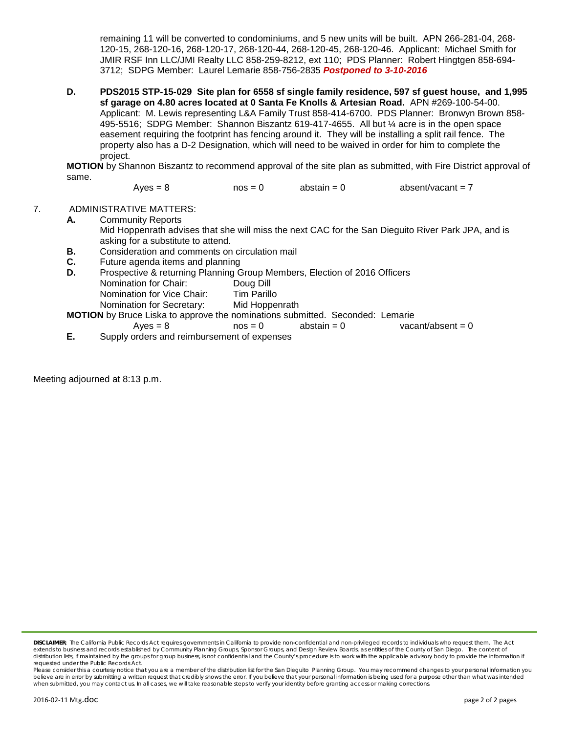remaining 11 will be converted to condominiums, and 5 new units will be built. APN 266-281-04, 268-120-15, 268-120-16, 268-120-17, 268-120-44, 268-120-45, 268-120-46. Applicant: Michael Smith for JMIR RSF Inn LLC/JMI Realty LLC 858-259-8212, ext 110; PDS Planner: Robert Hingtgen 858-694-3712; SDPG Member: Laurel Lemarie 858-756-2835 ***Postponed to 3-10-2016***

**D. PDS2015 STP-15-029 Site plan for 6558 sf single family residence, 597 sf guest house, and 1,995 sf garage on 4.80 acres located at 0 Santa Fe Knolls & Artesian Road.** APN #269-100-54-00. Applicant: M. Lewis representing L&A Family Trust 858-414-6700. PDS Planner: Bronwyn Brown 858-495-5516; SDPG Member: Shannon Biszantz 619-417-4655. All but ¼ acre is in the open space easement requiring the footprint has fencing around it. They will be installing a split rail fence. The property also has a D-2 Designation, which will need to be waived in order for him to complete the project.

**MOTION** by Shannon Biszantz to recommend approval of the site plan as submitted, with Fire District approval of same.

Ayes = 8 nos = 0 abstain = 0 absent/vacant = 7

7. ADMINISTRATIVE MATTERS:

**A.** Community Reports
Mid Hoppenrath advises that she will miss the next CAC for the San Dieguito River Park JPA, and is asking for a substitute to attend.

**B.** Consideration and comments on circulation mail

**C.** Future agenda items and planning

**D.** Prospective & returning Planning Group Members, Election of 2016 Officers
Nomination for Chair: Doug Dill
Nomination for Vice Chair: Tim Parillo
Nomination for Secretary: Mid Hoppenrath

**MOTION** by Bruce Liska to approve the nominations submitted. Seconded: Lemarie

Ayes = 8 nos = 0 abstain = 0 vacant/absent = 0

**E.** Supply orders and reimbursement of expenses

Meeting adjourned at 8:13 p.m.

**DISCLAIMER**: The California Public Records Act requires governments in California to provide non-confidential and non-privileged records to individuals who request them. The Act extends to business and records established by Community Planning Groups, Sponsor Groups, and Design Review Boards, as entities of the County of San Diego. The content of distribution lists, if maintained by the groups for group business, is not confidential and the County's procedure is to work with the applicable advisory body to provide the information if requested under the Public Records Act.
Please consider this a courtesy notice that you are a member of the distribution list for the San Dieguito Planning Group. You may recommend changes to your personal information you believe are in error by submitting a written request that credibly shows the error. If you believe that your personal information is being used for a purpose other than what was intended when submitted, you may contact us. In all cases, we will take reasonable steps to verify your identity before granting access or making corrections.